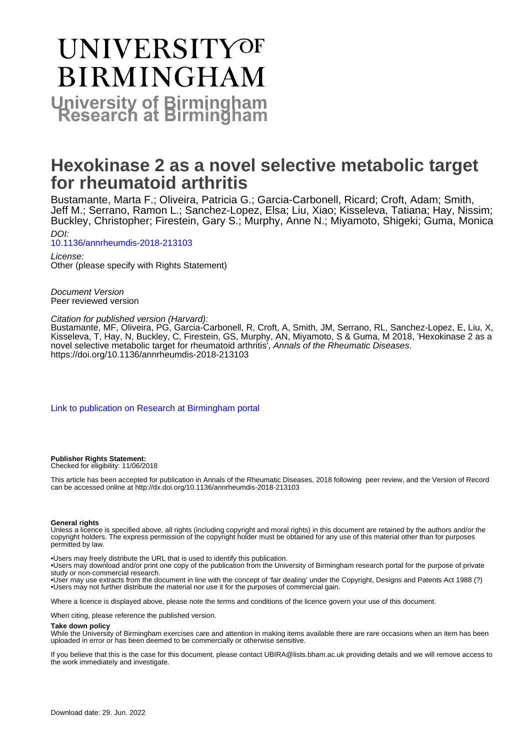# UNIVERSITY OF BIRMINGHAM

**University of Birmingham Research at Birmingham**

# Hexokinase 2 as a novel selective metabolic target for rheumatoid arthritis

Bustamante, Marta F.; Oliveira, Patricia G.; Garcia-Carbonell, Ricard; Croft, Adam; Smith, Jeff M.; Serrano, Ramon L.; Sanchez-Lopez, Elsa; Liu, Xiao; Kisseleva, Tatiana; Hay, Nissim; Buckley, Christopher; Firestein, Gary S.; Murphy, Anne N.; Miyamoto, Shigeki; Guma, Monica

*DOI:*
10.1136/annrheumdis-2018-213103

*License:*
Other (please specify with Rights Statement)

*Document Version*
Peer reviewed version

*Citation for published version (Harvard):*
Bustamante, MF, Oliveira, PG, Garcia-Carbonell, R, Croft, A, Smith, JM, Serrano, RL, Sanchez-Lopez, E, Liu, X, Kisseleva, T, Hay, N, Buckley, C, Firestein, GS, Murphy, AN, Miyamoto, S & Guma, M 2018, 'Hexokinase 2 as a novel selective metabolic target for rheumatoid arthritis', *Annals of the Rheumatic Diseases*. https://doi.org/10.1136/annrheumdis-2018-213103

Link to publication on Research at Birmingham portal

**Publisher Rights Statement:**
Checked for eligibility: 11/06/2018

This article has been accepted for publication in Annals of the Rheumatic Diseases, 2018 following peer review, and the Version of Record can be accessed online at http://dx.doi.org/10.1136/annrheumdis-2018-213103

**General rights**

Unless a licence is specified above, all rights (including copyright and moral rights) in this document are retained by the authors and/or the copyright holders. The express permission of the copyright holder must be obtained for any use of this material other than for purposes permitted by law.

- •Users may freely distribute the URL that is used to identify this publication.
- •Users may download and/or print one copy of the publication from the University of Birmingham research portal for the purpose of private study or non-commercial research.
- •User may use extracts from the document in line with the concept of 'fair dealing' under the Copyright, Designs and Patents Act 1988 (?)
- •Users may not further distribute the material nor use it for the purposes of commercial gain.

Where a licence is displayed above, please note the terms and conditions of the licence govern your use of this document.

When citing, please reference the published version.

**Take down policy**

While the University of Birmingham exercises care and attention in making items available there are rare occasions when an item has been uploaded in error or has been deemed to be commercially or otherwise sensitive.

If you believe that this is the case for this document, please contact UBIRA@lists.bham.ac.uk providing details and we will remove access to the work immediately and investigate.

Download date: 29. Jun. 2022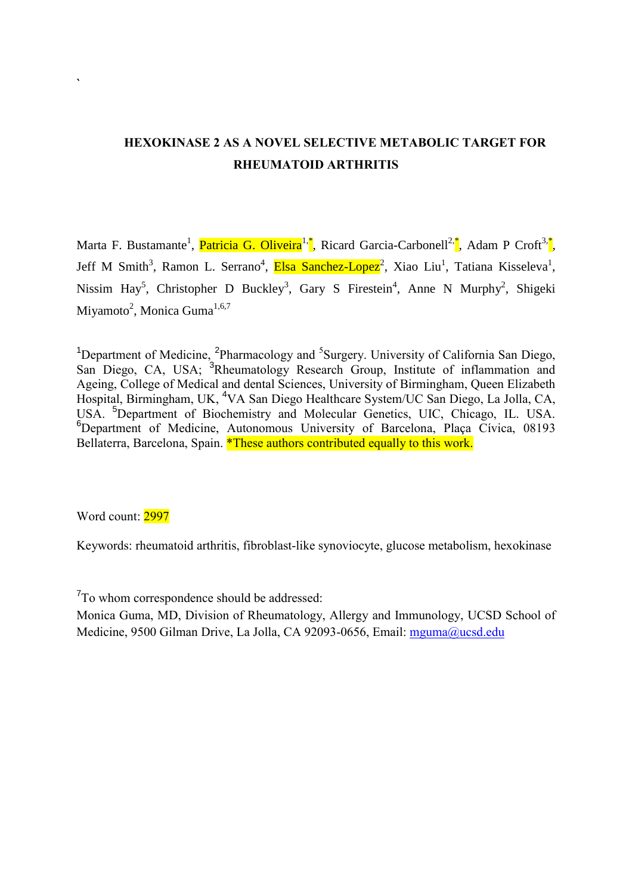`

**HEXOKINASE 2 AS A NOVEL SELECTIVE METABOLIC TARGET FOR RHEUMATOID ARTHRITIS**

Marta F. Bustamante[1], Patricia G. Oliveira[1,*], Ricard Garcia-Carbonell[2,*], Adam P Croft[3,*], Jeff M Smith[3], Ramon L. Serrano[4], Elsa Sanchez-Lopez[2], Xiao Liu[1], Tatiana Kisseleva[1], Nissim Hay[5], Christopher D Buckley[3], Gary S Firestein[4], Anne N Murphy[2], Shigeki Miyamoto[2], Monica Guma[1,6,7]

[1]Department of Medicine, [2]Pharmacology and [5]Surgery. University of California San Diego, San Diego, CA, USA; [3]Rheumatology Research Group, Institute of inflammation and Ageing, College of Medical and dental Sciences, University of Birmingham, Queen Elizabeth Hospital, Birmingham, UK, [4]VA San Diego Healthcare System/UC San Diego, La Jolla, CA, USA. [5]Department of Biochemistry and Molecular Genetics, UIC, Chicago, IL. USA. [6]Department of Medicine, Autonomous University of Barcelona, Plaça Cívica, 08193 Bellaterra, Barcelona, Spain. *These authors contributed equally to this work.

Word count: 2997

Keywords: rheumatoid arthritis, fibroblast-like synoviocyte, glucose metabolism, hexokinase

[7]To whom correspondence should be addressed:
Monica Guma, MD, Division of Rheumatology, Allergy and Immunology, UCSD School of Medicine, 9500 Gilman Drive, La Jolla, CA 92093-0656, Email: mguma@ucsd.edu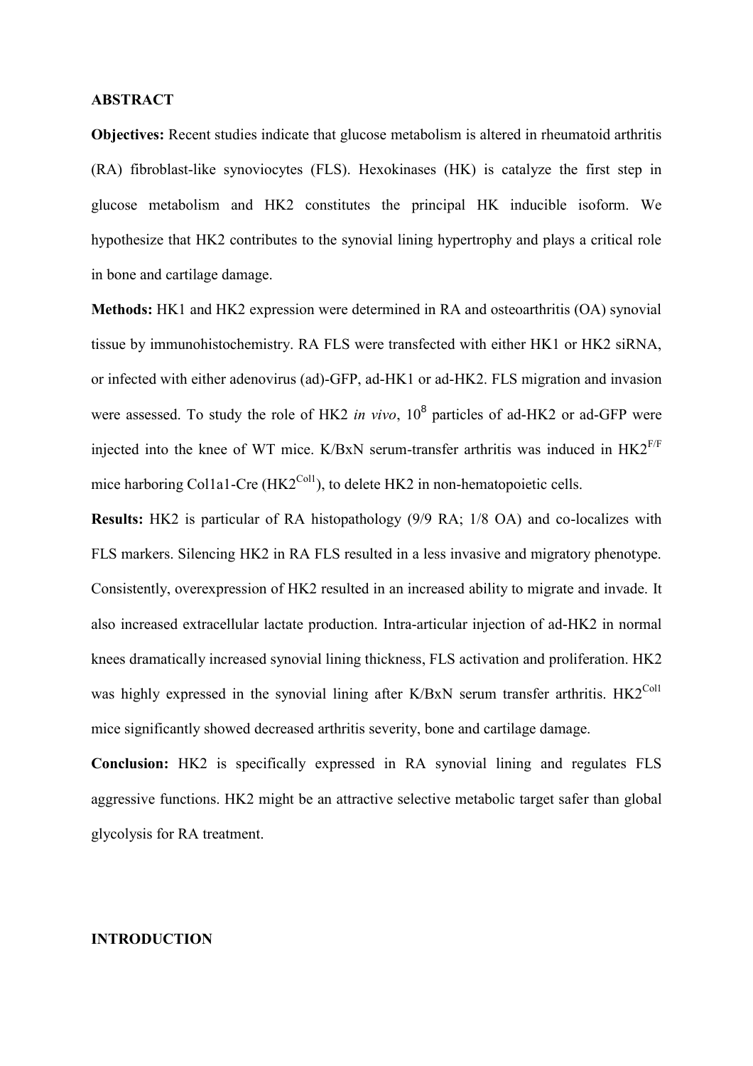## ABSTRACT

**Objectives:** Recent studies indicate that glucose metabolism is altered in rheumatoid arthritis (RA) fibroblast-like synoviocytes (FLS). Hexokinases (HK) is catalyze the first step in glucose metabolism and HK2 constitutes the principal HK inducible isoform. We hypothesize that HK2 contributes to the synovial lining hypertrophy and plays a critical role in bone and cartilage damage.

**Methods:** HK1 and HK2 expression were determined in RA and osteoarthritis (OA) synovial tissue by immunohistochemistry. RA FLS were transfected with either HK1 or HK2 siRNA, or infected with either adenovirus (ad)-GFP, ad-HK1 or ad-HK2. FLS migration and invasion were assessed. To study the role of HK2 *in vivo*, $10^8$ particles of ad-HK2 or ad-GFP were injected into the knee of WT mice. K/BxN serum-transfer arthritis was induced in $HK2^{F/F}$ mice harboring Col1a1-Cre ($HK2^{Col1}$), to delete HK2 in non-hematopoietic cells.

**Results:** HK2 is particular of RA histopathology (9/9 RA; 1/8 OA) and co-localizes with FLS markers. Silencing HK2 in RA FLS resulted in a less invasive and migratory phenotype. Consistently, overexpression of HK2 resulted in an increased ability to migrate and invade. It also increased extracellular lactate production. Intra-articular injection of ad-HK2 in normal knees dramatically increased synovial lining thickness, FLS activation and proliferation. HK2 was highly expressed in the synovial lining after K/BxN serum transfer arthritis. $HK2^{Col1}$ mice significantly showed decreased arthritis severity, bone and cartilage damage.

**Conclusion:** HK2 is specifically expressed in RA synovial lining and regulates FLS aggressive functions. HK2 might be an attractive selective metabolic target safer than global glycolysis for RA treatment.

## INTRODUCTION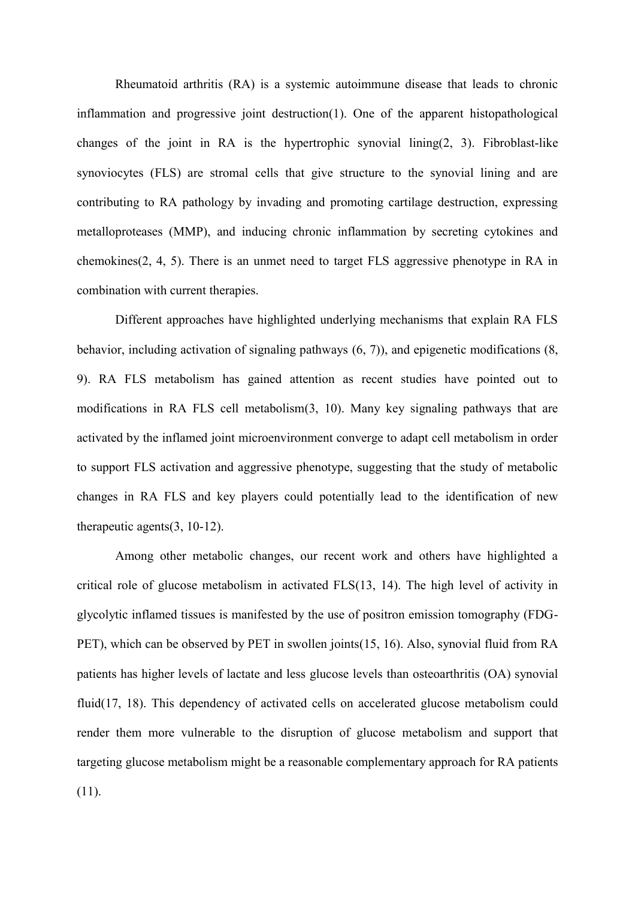Rheumatoid arthritis (RA) is a systemic autoimmune disease that leads to chronic inflammation and progressive joint destruction(1). One of the apparent histopathological changes of the joint in RA is the hypertrophic synovial lining(2, 3). Fibroblast-like synoviocytes (FLS) are stromal cells that give structure to the synovial lining and are contributing to RA pathology by invading and promoting cartilage destruction, expressing metalloproteases (MMP), and inducing chronic inflammation by secreting cytokines and chemokines(2, 4, 5). There is an unmet need to target FLS aggressive phenotype in RA in combination with current therapies.

Different approaches have highlighted underlying mechanisms that explain RA FLS behavior, including activation of signaling pathways (6, 7)), and epigenetic modifications (8, 9). RA FLS metabolism has gained attention as recent studies have pointed out to modifications in RA FLS cell metabolism(3, 10). Many key signaling pathways that are activated by the inflamed joint microenvironment converge to adapt cell metabolism in order to support FLS activation and aggressive phenotype, suggesting that the study of metabolic changes in RA FLS and key players could potentially lead to the identification of new therapeutic agents(3, 10-12).

Among other metabolic changes, our recent work and others have highlighted a critical role of glucose metabolism in activated FLS(13, 14). The high level of activity in glycolytic inflamed tissues is manifested by the use of positron emission tomography (FDG-PET), which can be observed by PET in swollen joints(15, 16). Also, synovial fluid from RA patients has higher levels of lactate and less glucose levels than osteoarthritis (OA) synovial fluid(17, 18). This dependency of activated cells on accelerated glucose metabolism could render them more vulnerable to the disruption of glucose metabolism and support that targeting glucose metabolism might be a reasonable complementary approach for RA patients (11).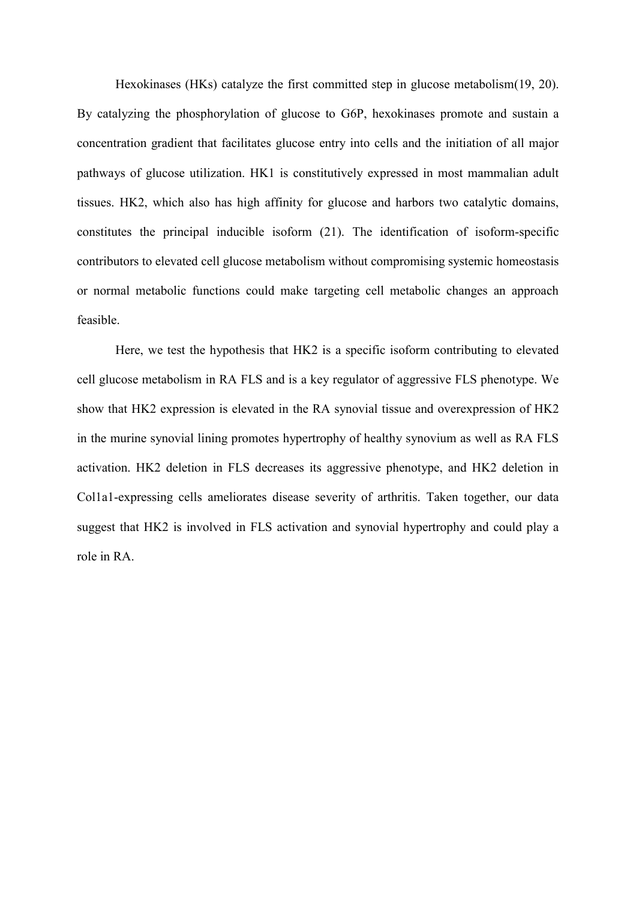Hexokinases (HKs) catalyze the first committed step in glucose metabolism(19, 20). By catalyzing the phosphorylation of glucose to G6P, hexokinases promote and sustain a concentration gradient that facilitates glucose entry into cells and the initiation of all major pathways of glucose utilization. HK1 is constitutively expressed in most mammalian adult tissues. HK2, which also has high affinity for glucose and harbors two catalytic domains, constitutes the principal inducible isoform (21). The identification of isoform-specific contributors to elevated cell glucose metabolism without compromising systemic homeostasis or normal metabolic functions could make targeting cell metabolic changes an approach feasible.

Here, we test the hypothesis that HK2 is a specific isoform contributing to elevated cell glucose metabolism in RA FLS and is a key regulator of aggressive FLS phenotype. We show that HK2 expression is elevated in the RA synovial tissue and overexpression of HK2 in the murine synovial lining promotes hypertrophy of healthy synovium as well as RA FLS activation. HK2 deletion in FLS decreases its aggressive phenotype, and HK2 deletion in Col1a1-expressing cells ameliorates disease severity of arthritis. Taken together, our data suggest that HK2 is involved in FLS activation and synovial hypertrophy and could play a role in RA.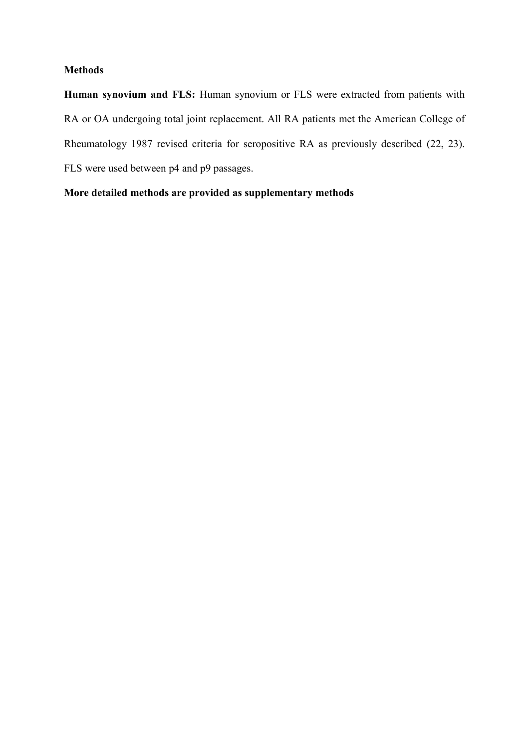## Methods

**Human synovium and FLS:** Human synovium or FLS were extracted from patients with RA or OA undergoing total joint replacement. All RA patients met the American College of Rheumatology 1987 revised criteria for seropositive RA as previously described (22, 23). FLS were used between p4 and p9 passages.

**More detailed methods are provided as supplementary methods**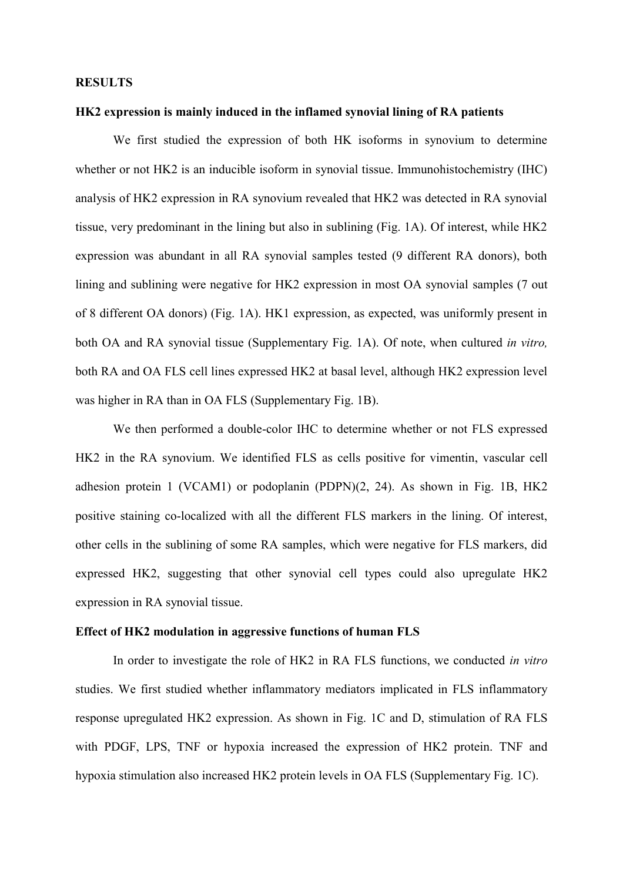## RESULTS

### HK2 expression is mainly induced in the inflamed synovial lining of RA patients

We first studied the expression of both HK isoforms in synovium to determine whether or not HK2 is an inducible isoform in synovial tissue. Immunohistochemistry (IHC) analysis of HK2 expression in RA synovium revealed that HK2 was detected in RA synovial tissue, very predominant in the lining but also in sublining (Fig. 1A). Of interest, while HK2 expression was abundant in all RA synovial samples tested (9 different RA donors), both lining and sublining were negative for HK2 expression in most OA synovial samples (7 out of 8 different OA donors) (Fig. 1A). HK1 expression, as expected, was uniformly present in both OA and RA synovial tissue (Supplementary Fig. 1A). Of note, when cultured *in vitro,* both RA and OA FLS cell lines expressed HK2 at basal level, although HK2 expression level was higher in RA than in OA FLS (Supplementary Fig. 1B).

We then performed a double-color IHC to determine whether or not FLS expressed HK2 in the RA synovium. We identified FLS as cells positive for vimentin, vascular cell adhesion protein 1 (VCAM1) or podoplanin (PDPN)(2, 24). As shown in Fig. 1B, HK2 positive staining co-localized with all the different FLS markers in the lining. Of interest, other cells in the sublining of some RA samples, which were negative for FLS markers, did expressed HK2, suggesting that other synovial cell types could also upregulate HK2 expression in RA synovial tissue.

### Effect of HK2 modulation in aggressive functions of human FLS

In order to investigate the role of HK2 in RA FLS functions, we conducted *in vitro* studies. We first studied whether inflammatory mediators implicated in FLS inflammatory response upregulated HK2 expression. As shown in Fig. 1C and D, stimulation of RA FLS with PDGF, LPS, TNF or hypoxia increased the expression of HK2 protein. TNF and hypoxia stimulation also increased HK2 protein levels in OA FLS (Supplementary Fig. 1C).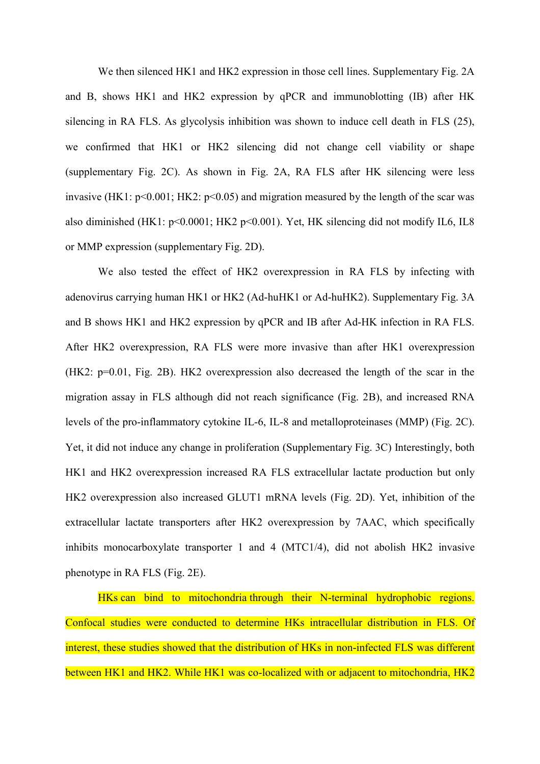We then silenced HK1 and HK2 expression in those cell lines. Supplementary Fig. 2A and B, shows HK1 and HK2 expression by qPCR and immunoblotting (IB) after HK silencing in RA FLS. As glycolysis inhibition was shown to induce cell death in FLS (25), we confirmed that HK1 or HK2 silencing did not change cell viability or shape (supplementary Fig. 2C). As shown in Fig. 2A, RA FLS after HK silencing were less invasive (HK1: $p<0.001$; HK2: $p<0.05$) and migration measured by the length of the scar was also diminished (HK1: $p<0.0001$; HK2 $p<0.001$). Yet, HK silencing did not modify IL6, IL8 or MMP expression (supplementary Fig. 2D).

We also tested the effect of HK2 overexpression in RA FLS by infecting with adenovirus carrying human HK1 or HK2 (Ad-huHK1 or Ad-huHK2). Supplementary Fig. 3A and B shows HK1 and HK2 expression by qPCR and IB after Ad-HK infection in RA FLS. After HK2 overexpression, RA FLS were more invasive than after HK1 overexpression (HK2: $p=0.01$, Fig. 2B). HK2 overexpression also decreased the length of the scar in the migration assay in FLS although did not reach significance (Fig. 2B), and increased RNA levels of the pro-inflammatory cytokine IL-6, IL-8 and metalloproteinases (MMP) (Fig. 2C). Yet, it did not induce any change in proliferation (Supplementary Fig. 3C) Interestingly, both HK1 and HK2 overexpression increased RA FLS extracellular lactate production but only HK2 overexpression also increased GLUT1 mRNA levels (Fig. 2D). Yet, inhibition of the extracellular lactate transporters after HK2 overexpression by 7AAC, which specifically inhibits monocarboxylate transporter 1 and 4 (MTC1/4), did not abolish HK2 invasive phenotype in RA FLS (Fig. 2E).

HKs can bind to mitochondria through their N-terminal hydrophobic regions. Confocal studies were conducted to determine HKs intracellular distribution in FLS. Of interest, these studies showed that the distribution of HKs in non-infected FLS was different between HK1 and HK2. While HK1 was co-localized with or adjacent to mitochondria, HK2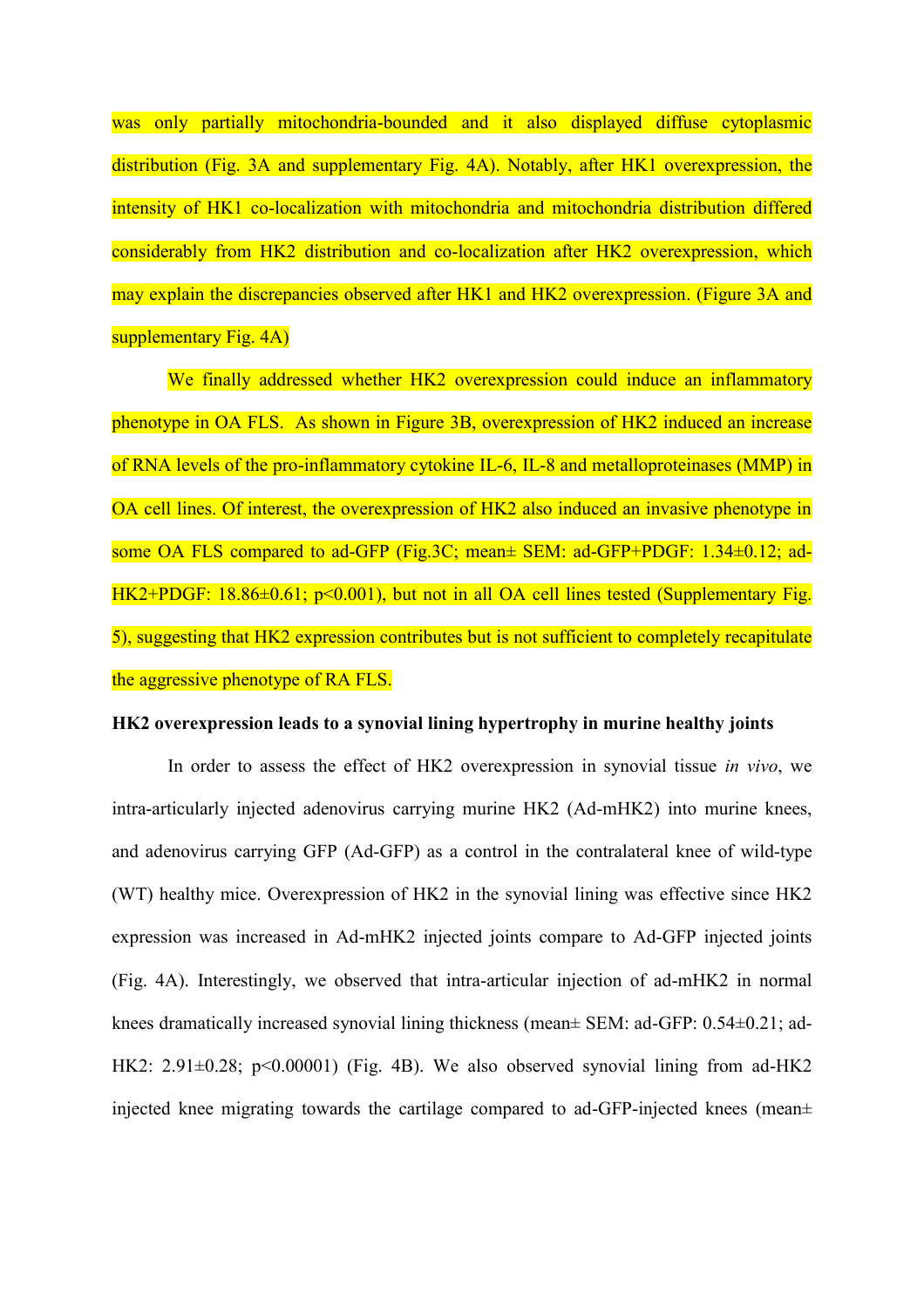was only partially mitochondria-bounded and it also displayed diffuse cytoplasmic distribution (Fig. 3A and supplementary Fig. 4A). Notably, after HK1 overexpression, the intensity of HK1 co-localization with mitochondria and mitochondria distribution differed considerably from HK2 distribution and co-localization after HK2 overexpression, which may explain the discrepancies observed after HK1 and HK2 overexpression. (Figure 3A and supplementary Fig. 4A)

We finally addressed whether HK2 overexpression could induce an inflammatory phenotype in OA FLS. As shown in Figure 3B, overexpression of HK2 induced an increase of RNA levels of the pro-inflammatory cytokine IL-6, IL-8 and metalloproteinases (MMP) in OA cell lines. Of interest, the overexpression of HK2 also induced an invasive phenotype in some OA FLS compared to ad-GFP (Fig.3C; mean± SEM: ad-GFP+PDGF: 1.34±0.12; ad-HK2+PDGF: 18.86±0.61; $p<0.001$), but not in all OA cell lines tested (Supplementary Fig. 5), suggesting that HK2 expression contributes but is not sufficient to completely recapitulate the aggressive phenotype of RA FLS.

**HK2 overexpression leads to a synovial lining hypertrophy in murine healthy joints**

In order to assess the effect of HK2 overexpression in synovial tissue *in vivo*, we intra-articularly injected adenovirus carrying murine HK2 (Ad-mHK2) into murine knees, and adenovirus carrying GFP (Ad-GFP) as a control in the contralateral knee of wild-type (WT) healthy mice. Overexpression of HK2 in the synovial lining was effective since HK2 expression was increased in Ad-mHK2 injected joints compare to Ad-GFP injected joints (Fig. 4A). Interestingly, we observed that intra-articular injection of ad-mHK2 in normal knees dramatically increased synovial lining thickness (mean± SEM: ad-GFP: 0.54±0.21; ad-HK2: 2.91±0.28; $p<0.00001$) (Fig. 4B). We also observed synovial lining from ad-HK2 injected knee migrating towards the cartilage compared to ad-GFP-injected knees (mean±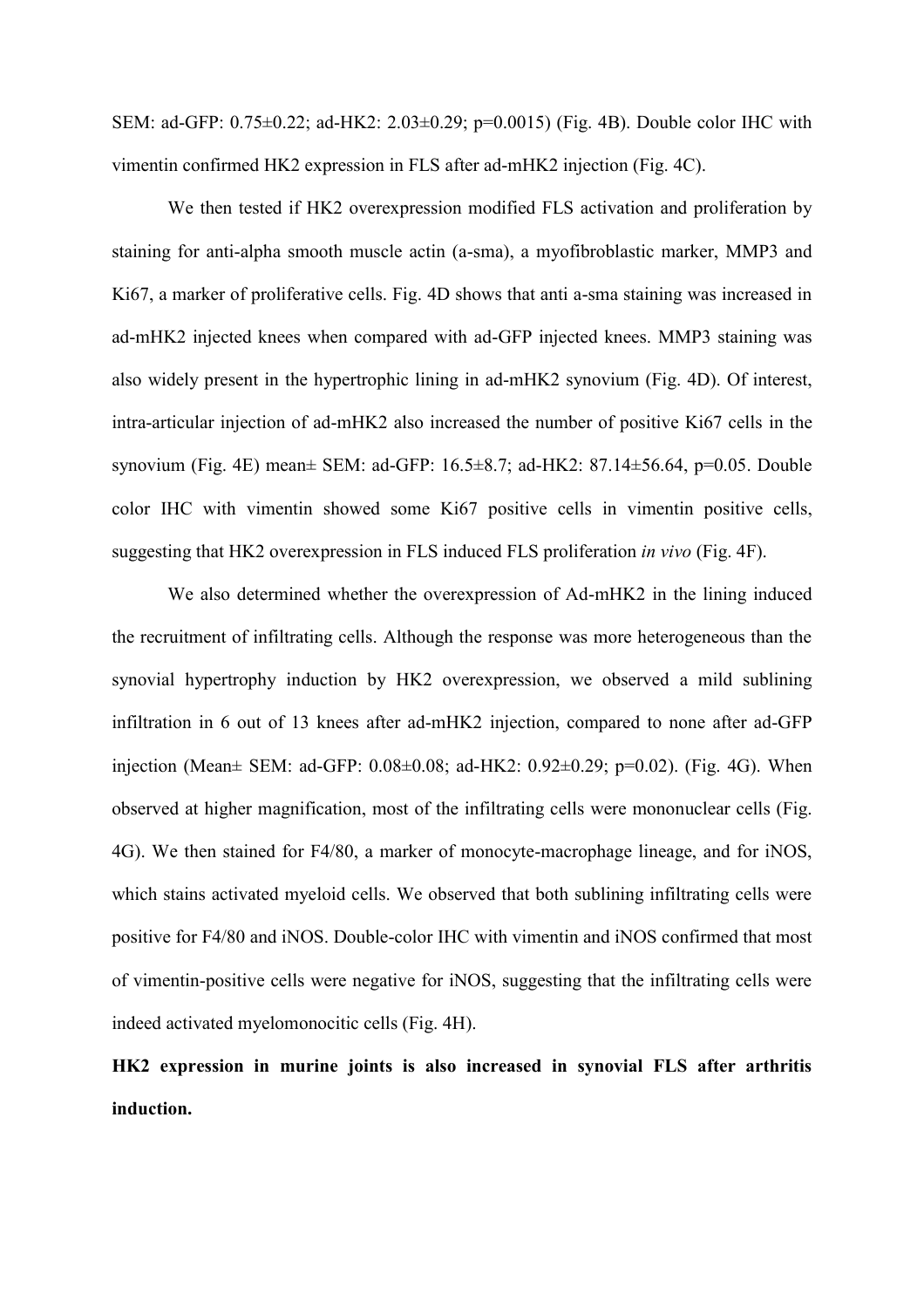SEM: ad-GFP: 0.75±0.22; ad-HK2: 2.03±0.29; p=0.0015) (Fig. 4B). Double color IHC with vimentin confirmed HK2 expression in FLS after ad-mHK2 injection (Fig. 4C).

We then tested if HK2 overexpression modified FLS activation and proliferation by staining for anti-alpha smooth muscle actin (a-sma), a myofibroblastic marker, MMP3 and Ki67, a marker of proliferative cells. Fig. 4D shows that anti a-sma staining was increased in ad-mHK2 injected knees when compared with ad-GFP injected knees. MMP3 staining was also widely present in the hypertrophic lining in ad-mHK2 synovium (Fig. 4D). Of interest, intra-articular injection of ad-mHK2 also increased the number of positive Ki67 cells in the synovium (Fig. 4E) mean± SEM: ad-GFP: 16.5±8.7; ad-HK2: 87.14±56.64, p=0.05. Double color IHC with vimentin showed some Ki67 positive cells in vimentin positive cells, suggesting that HK2 overexpression in FLS induced FLS proliferation *in vivo* (Fig. 4F).

We also determined whether the overexpression of Ad-mHK2 in the lining induced the recruitment of infiltrating cells. Although the response was more heterogeneous than the synovial hypertrophy induction by HK2 overexpression, we observed a mild sublining infiltration in 6 out of 13 knees after ad-mHK2 injection, compared to none after ad-GFP injection (Mean± SEM: ad-GFP: 0.08±0.08; ad-HK2: 0.92±0.29; p=0.02). (Fig. 4G). When observed at higher magnification, most of the infiltrating cells were mononuclear cells (Fig. 4G). We then stained for F4/80, a marker of monocyte-macrophage lineage, and for iNOS, which stains activated myeloid cells. We observed that both sublining infiltrating cells were positive for F4/80 and iNOS. Double-color IHC with vimentin and iNOS confirmed that most of vimentin-positive cells were negative for iNOS, suggesting that the infiltrating cells were indeed activated myelomonocitic cells (Fig. 4H).

**HK2 expression in murine joints is also increased in synovial FLS after arthritis induction.**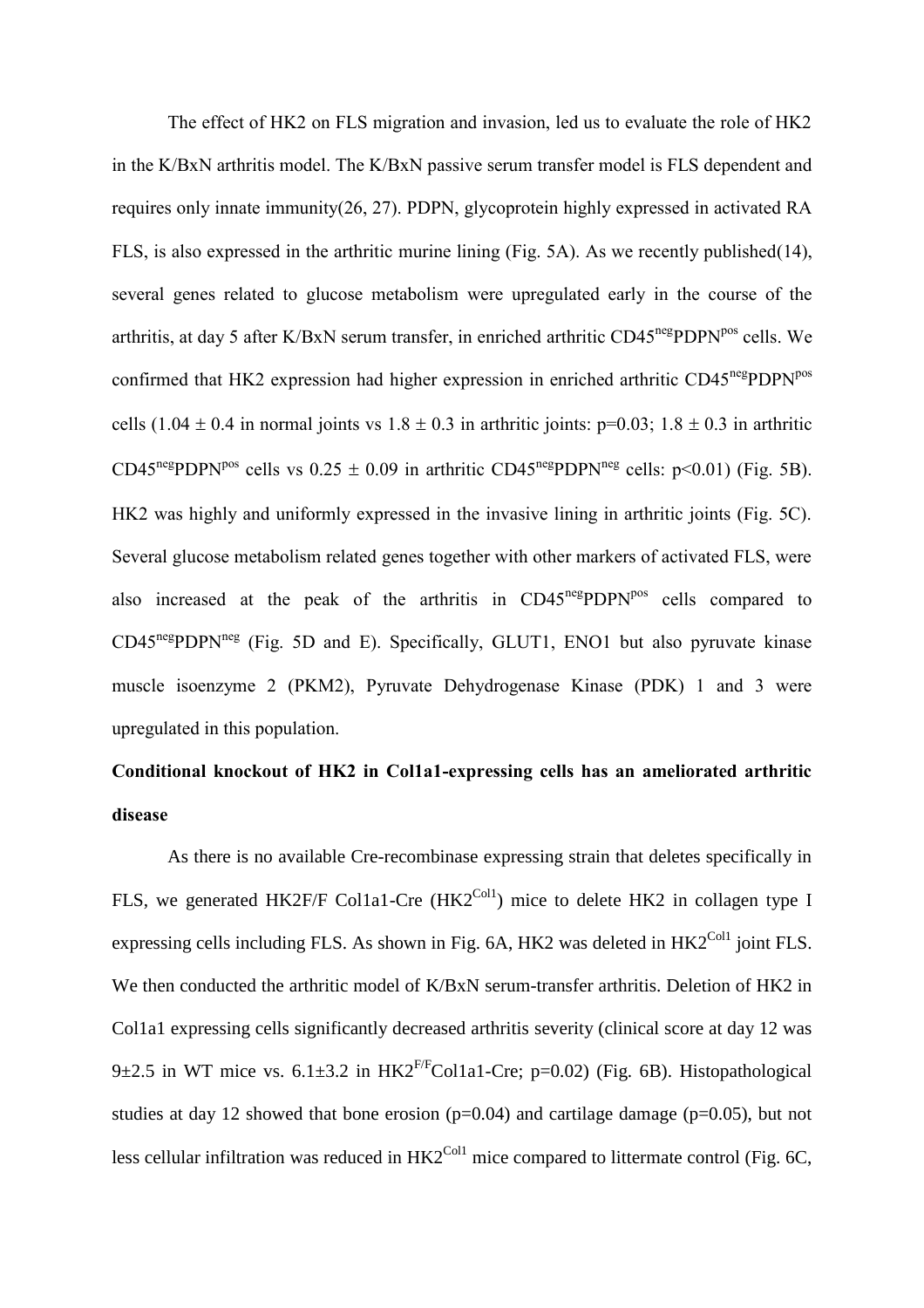The effect of HK2 on FLS migration and invasion, led us to evaluate the role of HK2 in the K/BxN arthritis model. The K/BxN passive serum transfer model is FLS dependent and requires only innate immunity(26, 27). PDPN, glycoprotein highly expressed in activated RA FLS, is also expressed in the arthritic murine lining (Fig. 5A). As we recently published(14), several genes related to glucose metabolism were upregulated early in the course of the arthritis, at day 5 after K/BxN serum transfer, in enriched arthritic $CD45^{neg}PDPN^{pos}$ cells. We confirmed that HK2 expression had higher expression in enriched arthritic $CD45^{neg}PDPN^{pos}$ cells ($1.04 \pm 0.4$ in normal joints vs $1.8 \pm 0.3$ in arthritic joints: $p=0.03$; $1.8 \pm 0.3$ in arthritic $CD45^{neg}PDPN^{pos}$ cells vs $0.25 \pm 0.09$ in arthritic $CD45^{neg}PDPN^{neg}$ cells: $p<0.01$) (Fig. 5B). HK2 was highly and uniformly expressed in the invasive lining in arthritic joints (Fig. 5C). Several glucose metabolism related genes together with other markers of activated FLS, were also increased at the peak of the arthritis in $CD45^{neg}PDPN^{pos}$ cells compared to $CD45^{neg}PDPN^{neg}$ (Fig. 5D and E). Specifically, GLUT1, ENO1 but also pyruvate kinase muscle isoenzyme 2 (PKM2), Pyruvate Dehydrogenase Kinase (PDK) 1 and 3 were upregulated in this population.

**Conditional knockout of HK2 in Col1a1-expressing cells has an ameliorated arthritic disease**

As there is no available Cre-recombinase expressing strain that deletes specifically in FLS, we generated HK2F/F Col1a1-Cre ($HK2^{Col1}$) mice to delete HK2 in collagen type I expressing cells including FLS. As shown in Fig. 6A, HK2 was deleted in $HK2^{Col1}$ joint FLS. We then conducted the arthritic model of K/BxN serum-transfer arthritis. Deletion of HK2 in Col1a1 expressing cells significantly decreased arthritis severity (clinical score at day 12 was $9\pm2.5$ in WT mice vs. $6.1\pm3.2$ in $HK2^{F/F}$Col1a1-Cre; $p=0.02$) (Fig. 6B). Histopathological studies at day 12 showed that bone erosion ($p=0.04$) and cartilage damage ($p=0.05$), but not less cellular infiltration was reduced in $HK2^{Col1}$ mice compared to littermate control (Fig. 6C,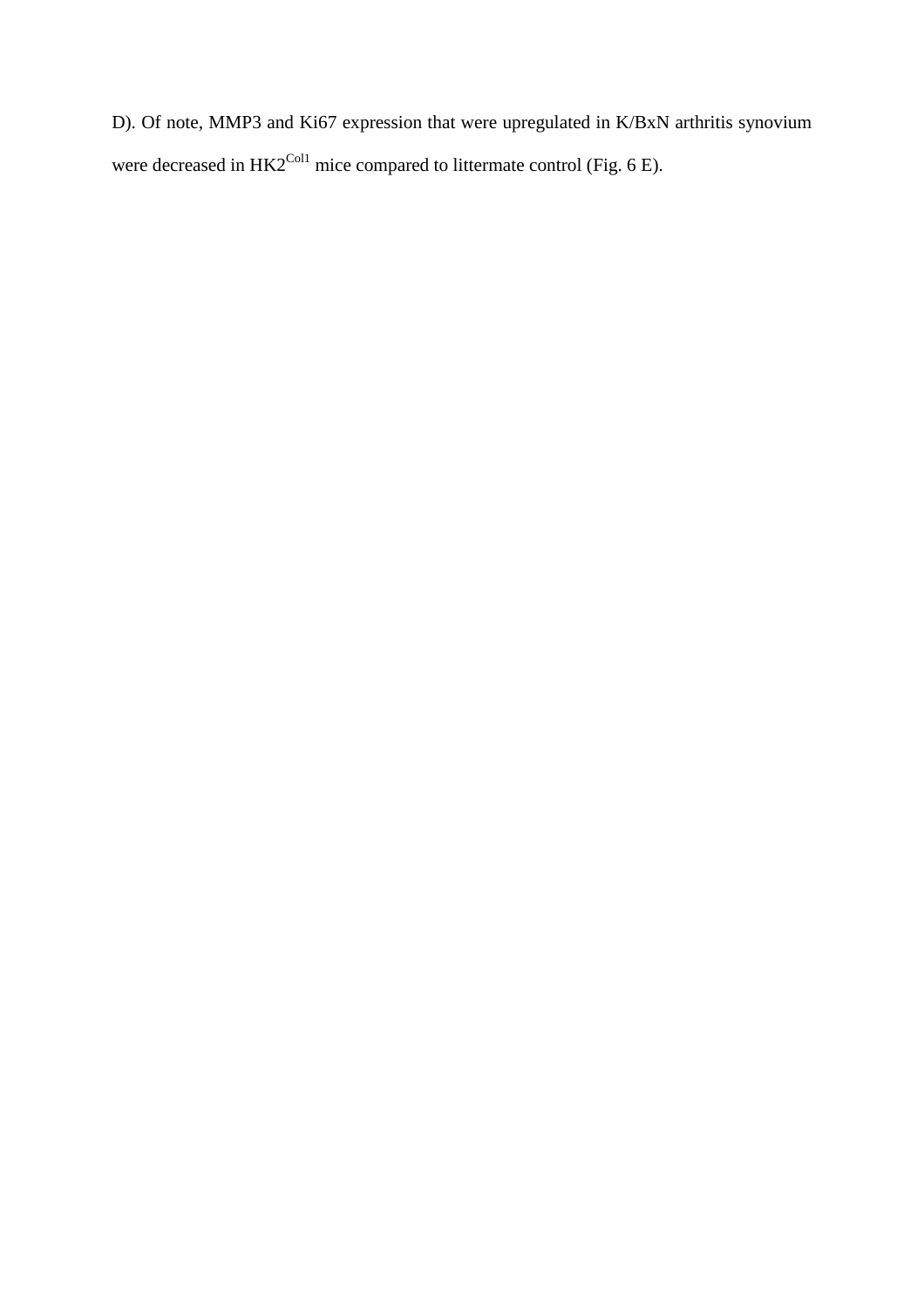D). Of note, MMP3 and Ki67 expression that were upregulated in K/BxN arthritis synovium were decreased in $HK2^{Col1}$ mice compared to littermate control (Fig. 6 E).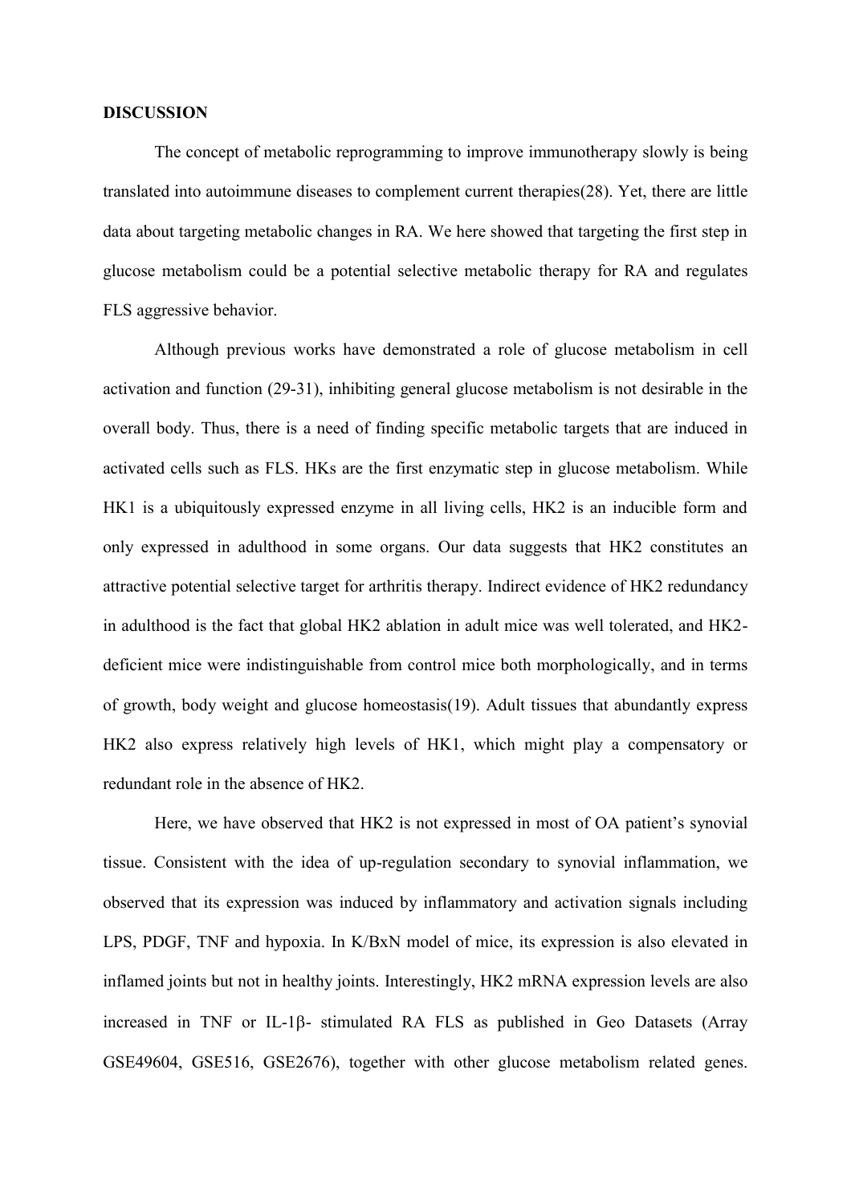**DISCUSSION**

The concept of metabolic reprogramming to improve immunotherapy slowly is being translated into autoimmune diseases to complement current therapies(28). Yet, there are little data about targeting metabolic changes in RA. We here showed that targeting the first step in glucose metabolism could be a potential selective metabolic therapy for RA and regulates FLS aggressive behavior.

Although previous works have demonstrated a role of glucose metabolism in cell activation and function (29-31), inhibiting general glucose metabolism is not desirable in the overall body. Thus, there is a need of finding specific metabolic targets that are induced in activated cells such as FLS. HKs are the first enzymatic step in glucose metabolism. While HK1 is a ubiquitously expressed enzyme in all living cells, HK2 is an inducible form and only expressed in adulthood in some organs. Our data suggests that HK2 constitutes an attractive potential selective target for arthritis therapy. Indirect evidence of HK2 redundancy in adulthood is the fact that global HK2 ablation in adult mice was well tolerated, and HK2-deficient mice were indistinguishable from control mice both morphologically, and in terms of growth, body weight and glucose homeostasis(19). Adult tissues that abundantly express HK2 also express relatively high levels of HK1, which might play a compensatory or redundant role in the absence of HK2.

Here, we have observed that HK2 is not expressed in most of OA patient's synovial tissue. Consistent with the idea of up-regulation secondary to synovial inflammation, we observed that its expression was induced by inflammatory and activation signals including LPS, PDGF, TNF and hypoxia. In K/BxN model of mice, its expression is also elevated in inflamed joints but not in healthy joints. Interestingly, HK2 mRNA expression levels are also increased in TNF or IL-1β- stimulated RA FLS as published in Geo Datasets (Array GSE49604, GSE516, GSE2676), together with other glucose metabolism related genes.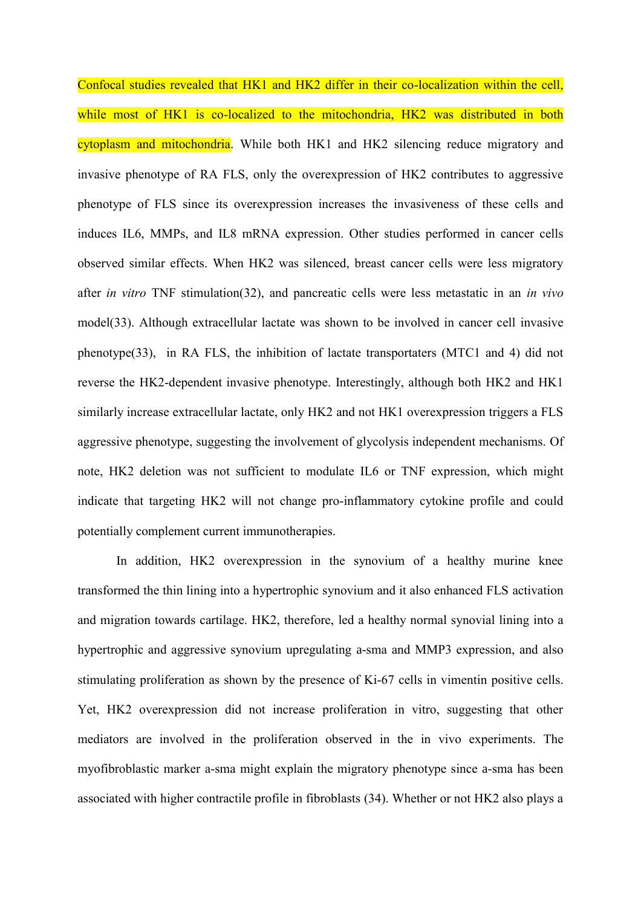Confocal studies revealed that HK1 and HK2 differ in their co-localization within the cell, while most of HK1 is co-localized to the mitochondria, HK2 was distributed in both cytoplasm and mitochondria. While both HK1 and HK2 silencing reduce migratory and invasive phenotype of RA FLS, only the overexpression of HK2 contributes to aggressive phenotype of FLS since its overexpression increases the invasiveness of these cells and induces IL6, MMPs, and IL8 mRNA expression. Other studies performed in cancer cells observed similar effects. When HK2 was silenced, breast cancer cells were less migratory after *in vitro* TNF stimulation(32), and pancreatic cells were less metastatic in an *in vivo* model(33). Although extracellular lactate was shown to be involved in cancer cell invasive phenotype(33), in RA FLS, the inhibition of lactate transportaters (MTC1 and 4) did not reverse the HK2-dependent invasive phenotype. Interestingly, although both HK2 and HK1 similarly increase extracellular lactate, only HK2 and not HK1 overexpression triggers a FLS aggressive phenotype, suggesting the involvement of glycolysis independent mechanisms. Of note, HK2 deletion was not sufficient to modulate IL6 or TNF expression, which might indicate that targeting HK2 will not change pro-inflammatory cytokine profile and could potentially complement current immunotherapies.

In addition, HK2 overexpression in the synovium of a healthy murine knee transformed the thin lining into a hypertrophic synovium and it also enhanced FLS activation and migration towards cartilage. HK2, therefore, led a healthy normal synovial lining into a hypertrophic and aggressive synovium upregulating a-sma and MMP3 expression, and also stimulating proliferation as shown by the presence of Ki-67 cells in vimentin positive cells. Yet, HK2 overexpression did not increase proliferation in vitro, suggesting that other mediators are involved in the proliferation observed in the in vivo experiments. The myofibroblastic marker a-sma might explain the migratory phenotype since a-sma has been associated with higher contractile profile in fibroblasts (34). Whether or not HK2 also plays a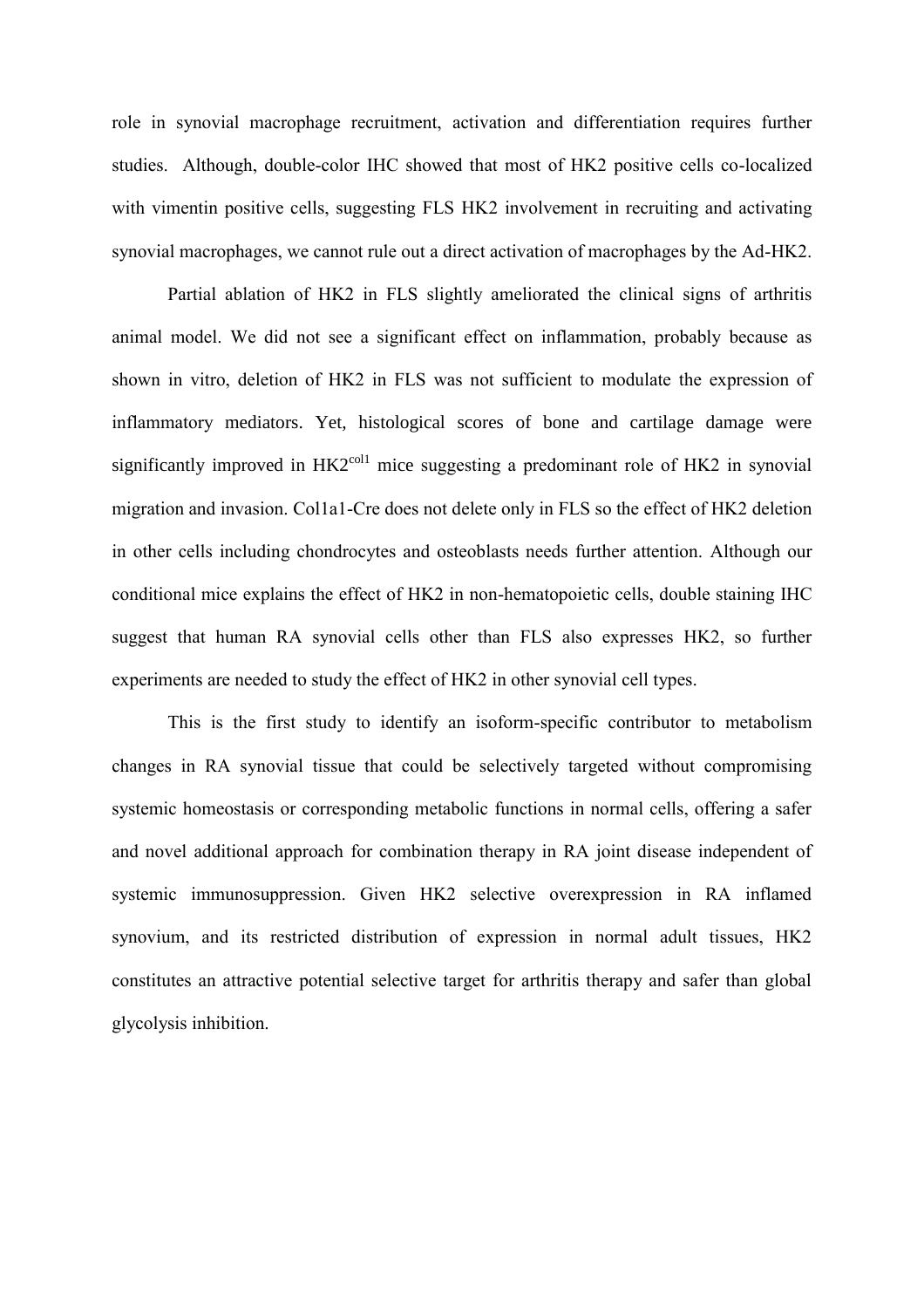role in synovial macrophage recruitment, activation and differentiation requires further studies. Although, double-color IHC showed that most of HK2 positive cells co-localized with vimentin positive cells, suggesting FLS HK2 involvement in recruiting and activating synovial macrophages, we cannot rule out a direct activation of macrophages by the Ad-HK2.

Partial ablation of HK2 in FLS slightly ameliorated the clinical signs of arthritis animal model. We did not see a significant effect on inflammation, probably because as shown in vitro, deletion of HK2 in FLS was not sufficient to modulate the expression of inflammatory mediators. Yet, histological scores of bone and cartilage damage were significantly improved in $HK2^{col1}$ mice suggesting a predominant role of HK2 in synovial migration and invasion. Col1a1-Cre does not delete only in FLS so the effect of HK2 deletion in other cells including chondrocytes and osteoblasts needs further attention. Although our conditional mice explains the effect of HK2 in non-hematopoietic cells, double staining IHC suggest that human RA synovial cells other than FLS also expresses HK2, so further experiments are needed to study the effect of HK2 in other synovial cell types.

This is the first study to identify an isoform-specific contributor to metabolism changes in RA synovial tissue that could be selectively targeted without compromising systemic homeostasis or corresponding metabolic functions in normal cells, offering a safer and novel additional approach for combination therapy in RA joint disease independent of systemic immunosuppression. Given HK2 selective overexpression in RA inflamed synovium, and its restricted distribution of expression in normal adult tissues, HK2 constitutes an attractive potential selective target for arthritis therapy and safer than global glycolysis inhibition.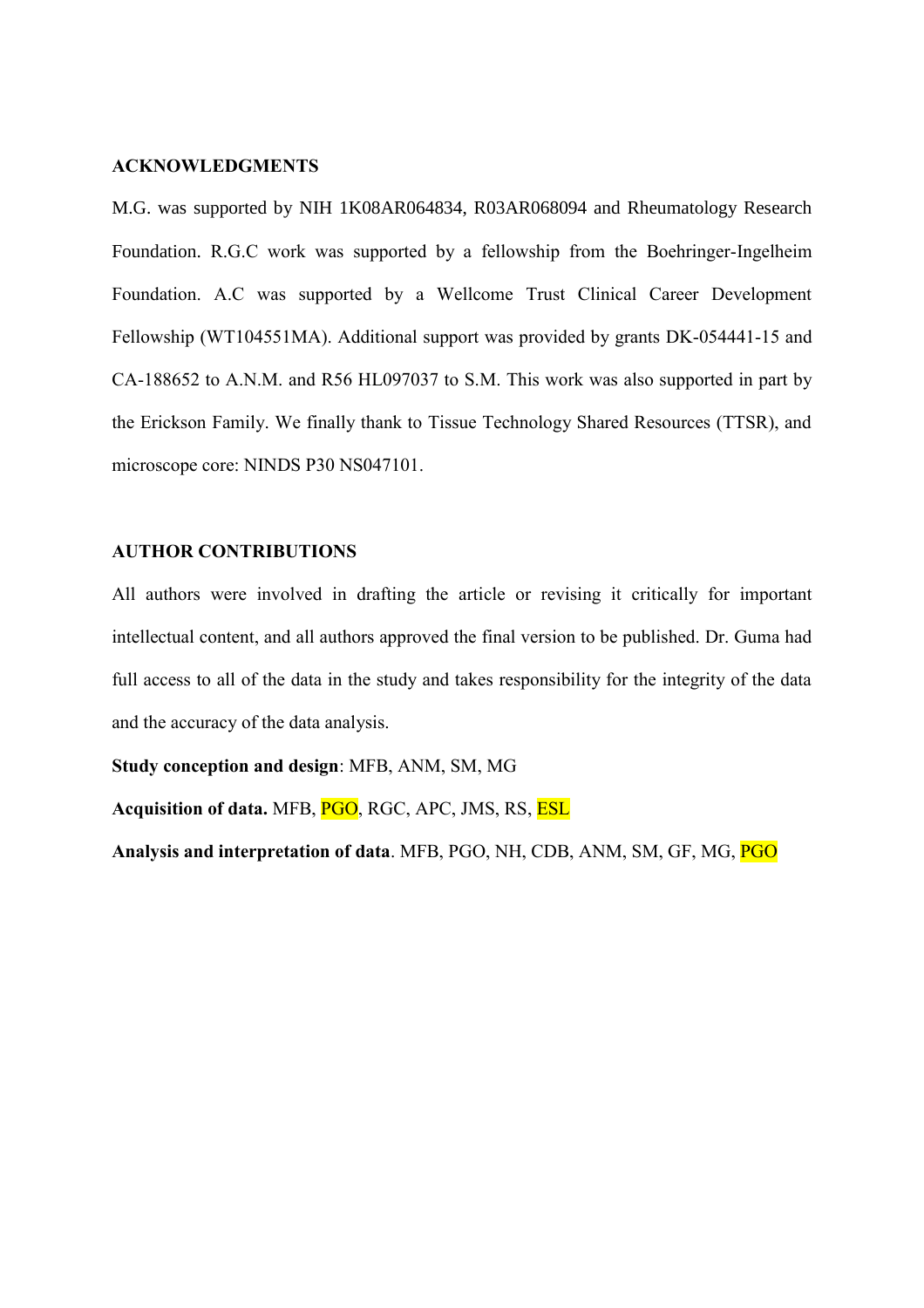## ACKNOWLEDGMENTS

M.G. was supported by NIH 1K08AR064834, R03AR068094 and Rheumatology Research Foundation. R.G.C work was supported by a fellowship from the Boehringer-Ingelheim Foundation. A.C was supported by a Wellcome Trust Clinical Career Development Fellowship (WT104551MA). Additional support was provided by grants DK-054441-15 and CA-188652 to A.N.M. and R56 HL097037 to S.M. This work was also supported in part by the Erickson Family. We finally thank to Tissue Technology Shared Resources (TTSR), and microscope core: NINDS P30 NS047101.

## AUTHOR CONTRIBUTIONS

All authors were involved in drafting the article or revising it critically for important intellectual content, and all authors approved the final version to be published. Dr. Guma had full access to all of the data in the study and takes responsibility for the integrity of the data and the accuracy of the data analysis.

**Study conception and design**: MFB, ANM, SM, MG

**Acquisition of data.** MFB, PGO, RGC, APC, JMS, RS, ESL

**Analysis and interpretation of data**. MFB, PGO, NH, CDB, ANM, SM, GF, MG, PGO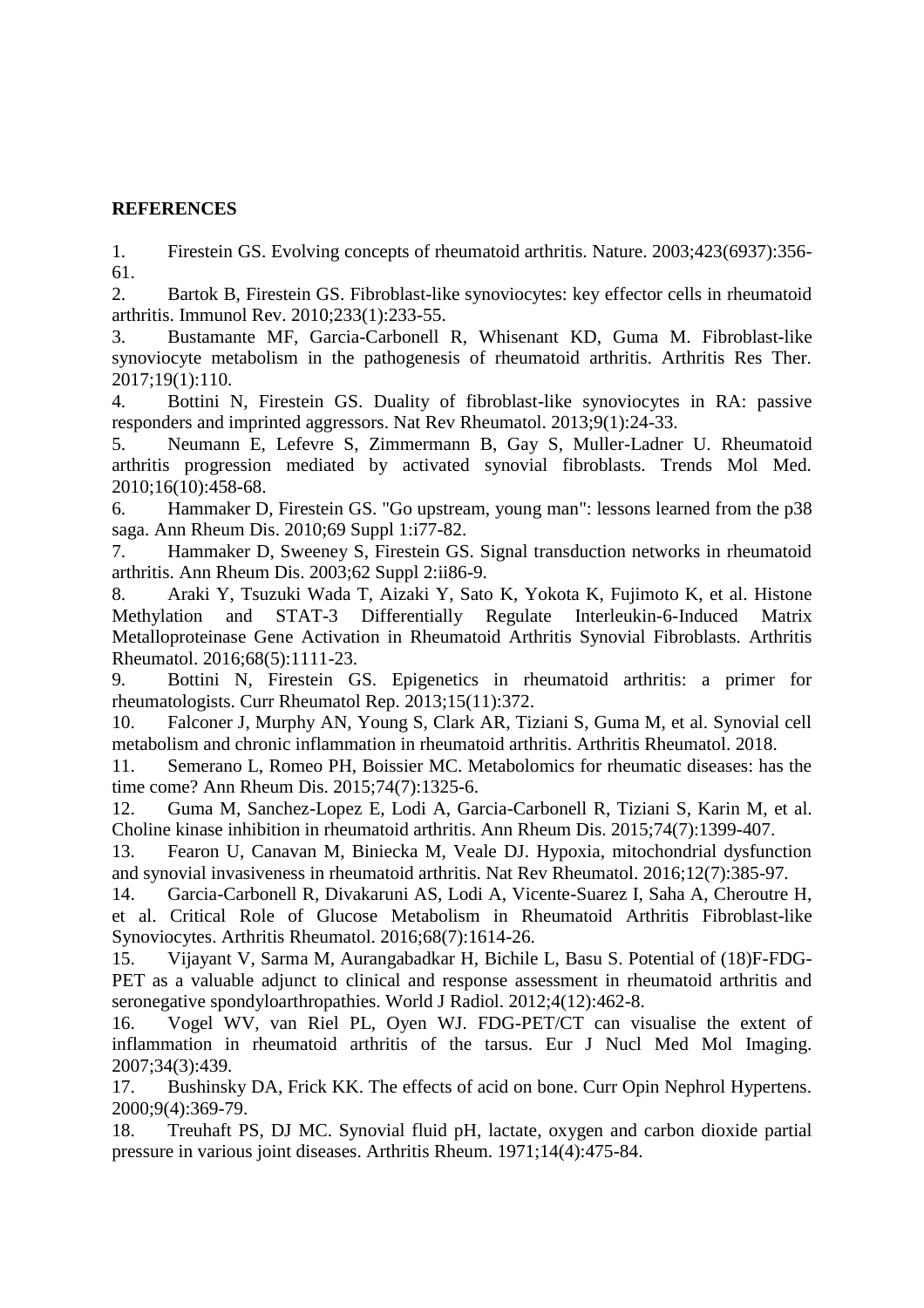**REFERENCES**

1. Firestein GS. Evolving concepts of rheumatoid arthritis. Nature. 2003;423(6937):356-61.
2. Bartok B, Firestein GS. Fibroblast-like synoviocytes: key effector cells in rheumatoid arthritis. Immunol Rev. 2010;233(1):233-55.
3. Bustamante MF, Garcia-Carbonell R, Whisenant KD, Guma M. Fibroblast-like synoviocyte metabolism in the pathogenesis of rheumatoid arthritis. Arthritis Res Ther. 2017;19(1):110.
4. Bottini N, Firestein GS. Duality of fibroblast-like synoviocytes in RA: passive responders and imprinted aggressors. Nat Rev Rheumatol. 2013;9(1):24-33.
5. Neumann E, Lefevre S, Zimmermann B, Gay S, Muller-Ladner U. Rheumatoid arthritis progression mediated by activated synovial fibroblasts. Trends Mol Med. 2010;16(10):458-68.
6. Hammaker D, Firestein GS. "Go upstream, young man": lessons learned from the p38 saga. Ann Rheum Dis. 2010;69 Suppl 1:i77-82.
7. Hammaker D, Sweeney S, Firestein GS. Signal transduction networks in rheumatoid arthritis. Ann Rheum Dis. 2003;62 Suppl 2:ii86-9.
8. Araki Y, Tsuzuki Wada T, Aizaki Y, Sato K, Yokota K, Fujimoto K, et al. Histone Methylation and STAT-3 Differentially Regulate Interleukin-6-Induced Matrix Metalloproteinase Gene Activation in Rheumatoid Arthritis Synovial Fibroblasts. Arthritis Rheumatol. 2016;68(5):1111-23.
9. Bottini N, Firestein GS. Epigenetics in rheumatoid arthritis: a primer for rheumatologists. Curr Rheumatol Rep. 2013;15(11):372.
10. Falconer J, Murphy AN, Young S, Clark AR, Tiziani S, Guma M, et al. Synovial cell metabolism and chronic inflammation in rheumatoid arthritis. Arthritis Rheumatol. 2018.
11. Semerano L, Romeo PH, Boissier MC. Metabolomics for rheumatic diseases: has the time come? Ann Rheum Dis. 2015;74(7):1325-6.
12. Guma M, Sanchez-Lopez E, Lodi A, Garcia-Carbonell R, Tiziani S, Karin M, et al. Choline kinase inhibition in rheumatoid arthritis. Ann Rheum Dis. 2015;74(7):1399-407.
13. Fearon U, Canavan M, Biniecka M, Veale DJ. Hypoxia, mitochondrial dysfunction and synovial invasiveness in rheumatoid arthritis. Nat Rev Rheumatol. 2016;12(7):385-97.
14. Garcia-Carbonell R, Divakaruni AS, Lodi A, Vicente-Suarez I, Saha A, Cheroutre H, et al. Critical Role of Glucose Metabolism in Rheumatoid Arthritis Fibroblast-like Synoviocytes. Arthritis Rheumatol. 2016;68(7):1614-26.
15. Vijayant V, Sarma M, Aurangabadkar H, Bichile L, Basu S. Potential of (18)F-FDG-PET as a valuable adjunct to clinical and response assessment in rheumatoid arthritis and seronegative spondyloarthropathies. World J Radiol. 2012;4(12):462-8.
16. Vogel WV, van Riel PL, Oyen WJ. FDG-PET/CT can visualise the extent of inflammation in rheumatoid arthritis of the tarsus. Eur J Nucl Med Mol Imaging. 2007;34(3):439.
17. Bushinsky DA, Frick KK. The effects of acid on bone. Curr Opin Nephrol Hypertens. 2000;9(4):369-79.
18. Treuhaft PS, DJ MC. Synovial fluid pH, lactate, oxygen and carbon dioxide partial pressure in various joint diseases. Arthritis Rheum. 1971;14(4):475-84.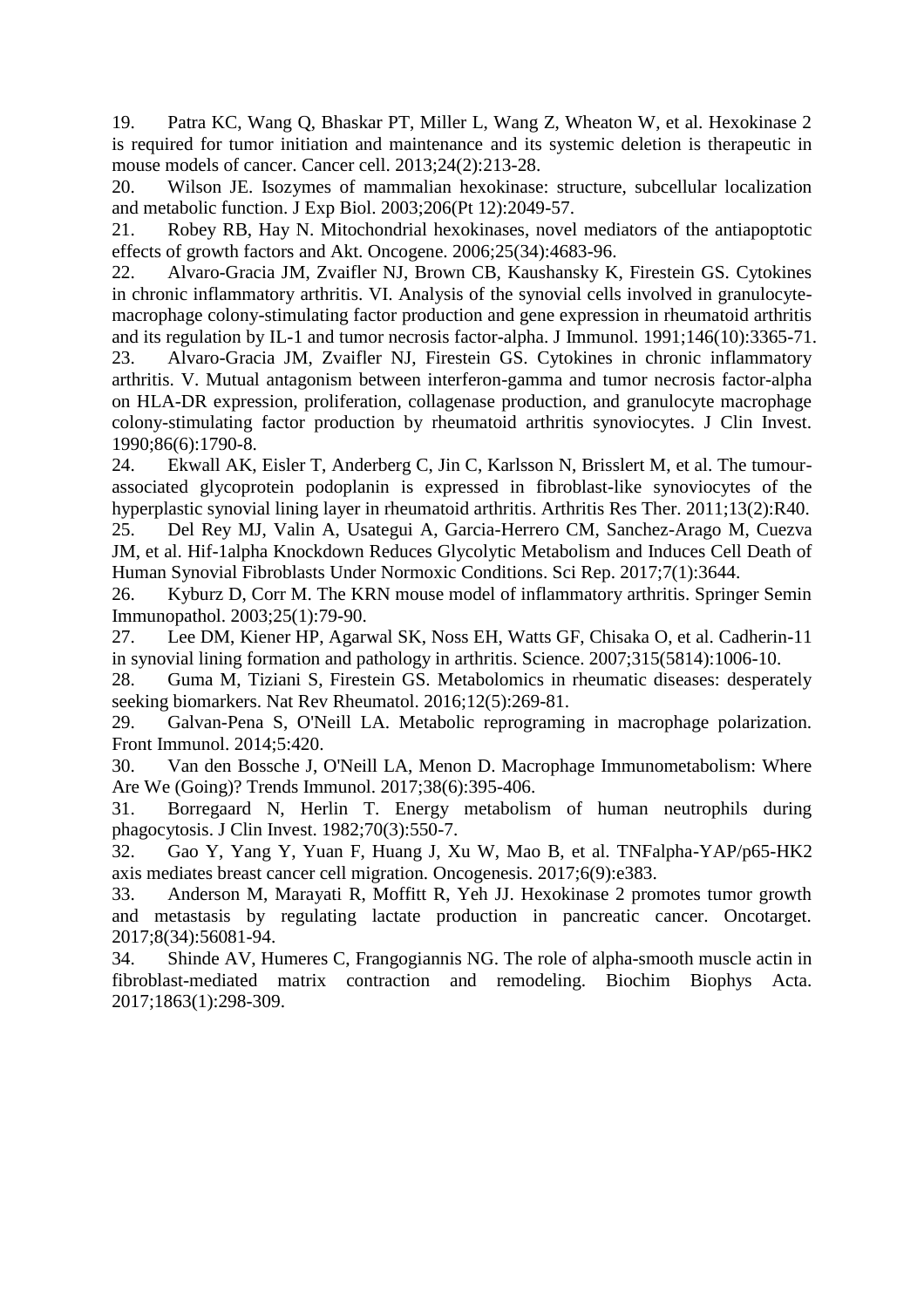19. Patra KC, Wang Q, Bhaskar PT, Miller L, Wang Z, Wheaton W, et al. Hexokinase 2 is required for tumor initiation and maintenance and its systemic deletion is therapeutic in mouse models of cancer. Cancer cell. 2013;24(2):213-28.

20. Wilson JE. Isozymes of mammalian hexokinase: structure, subcellular localization and metabolic function. J Exp Biol. 2003;206(Pt 12):2049-57.

21. Robey RB, Hay N. Mitochondrial hexokinases, novel mediators of the antiapoptotic effects of growth factors and Akt. Oncogene. 2006;25(34):4683-96.

22. Alvaro-Gracia JM, Zvaifler NJ, Brown CB, Kaushansky K, Firestein GS. Cytokines in chronic inflammatory arthritis. VI. Analysis of the synovial cells involved in granulocyte-macrophage colony-stimulating factor production and gene expression in rheumatoid arthritis and its regulation by IL-1 and tumor necrosis factor-alpha. J Immunol. 1991;146(10):3365-71.

23. Alvaro-Gracia JM, Zvaifler NJ, Firestein GS. Cytokines in chronic inflammatory arthritis. V. Mutual antagonism between interferon-gamma and tumor necrosis factor-alpha on HLA-DR expression, proliferation, collagenase production, and granulocyte macrophage colony-stimulating factor production by rheumatoid arthritis synoviocytes. J Clin Invest. 1990;86(6):1790-8.

24. Ekwall AK, Eisler T, Anderberg C, Jin C, Karlsson N, Brisslert M, et al. The tumour-associated glycoprotein podoplanin is expressed in fibroblast-like synoviocytes of the hyperplastic synovial lining layer in rheumatoid arthritis. Arthritis Res Ther. 2011;13(2):R40.

25. Del Rey MJ, Valin A, Usategui A, Garcia-Herrero CM, Sanchez-Arago M, Cuezva JM, et al. Hif-1alpha Knockdown Reduces Glycolytic Metabolism and Induces Cell Death of Human Synovial Fibroblasts Under Normoxic Conditions. Sci Rep. 2017;7(1):3644.

26. Kyburz D, Corr M. The KRN mouse model of inflammatory arthritis. Springer Semin Immunopathol. 2003;25(1):79-90.

27. Lee DM, Kiener HP, Agarwal SK, Noss EH, Watts GF, Chisaka O, et al. Cadherin-11 in synovial lining formation and pathology in arthritis. Science. 2007;315(5814):1006-10.

28. Guma M, Tiziani S, Firestein GS. Metabolomics in rheumatic diseases: desperately seeking biomarkers. Nat Rev Rheumatol. 2016;12(5):269-81.

29. Galvan-Pena S, O'Neill LA. Metabolic reprograming in macrophage polarization. Front Immunol. 2014;5:420.

30. Van den Bossche J, O'Neill LA, Menon D. Macrophage Immunometabolism: Where Are We (Going)? Trends Immunol. 2017;38(6):395-406.

31. Borregaard N, Herlin T. Energy metabolism of human neutrophils during phagocytosis. J Clin Invest. 1982;70(3):550-7.

32. Gao Y, Yang Y, Yuan F, Huang J, Xu W, Mao B, et al. TNFalpha-YAP/p65-HK2 axis mediates breast cancer cell migration. Oncogenesis. 2017;6(9):e383.

33. Anderson M, Marayati R, Moffitt R, Yeh JJ. Hexokinase 2 promotes tumor growth and metastasis by regulating lactate production in pancreatic cancer. Oncotarget. 2017;8(34):56081-94.

34. Shinde AV, Humeres C, Frangogiannis NG. The role of alpha-smooth muscle actin in fibroblast-mediated matrix contraction and remodeling. Biochim Biophys Acta. 2017;1863(1):298-309.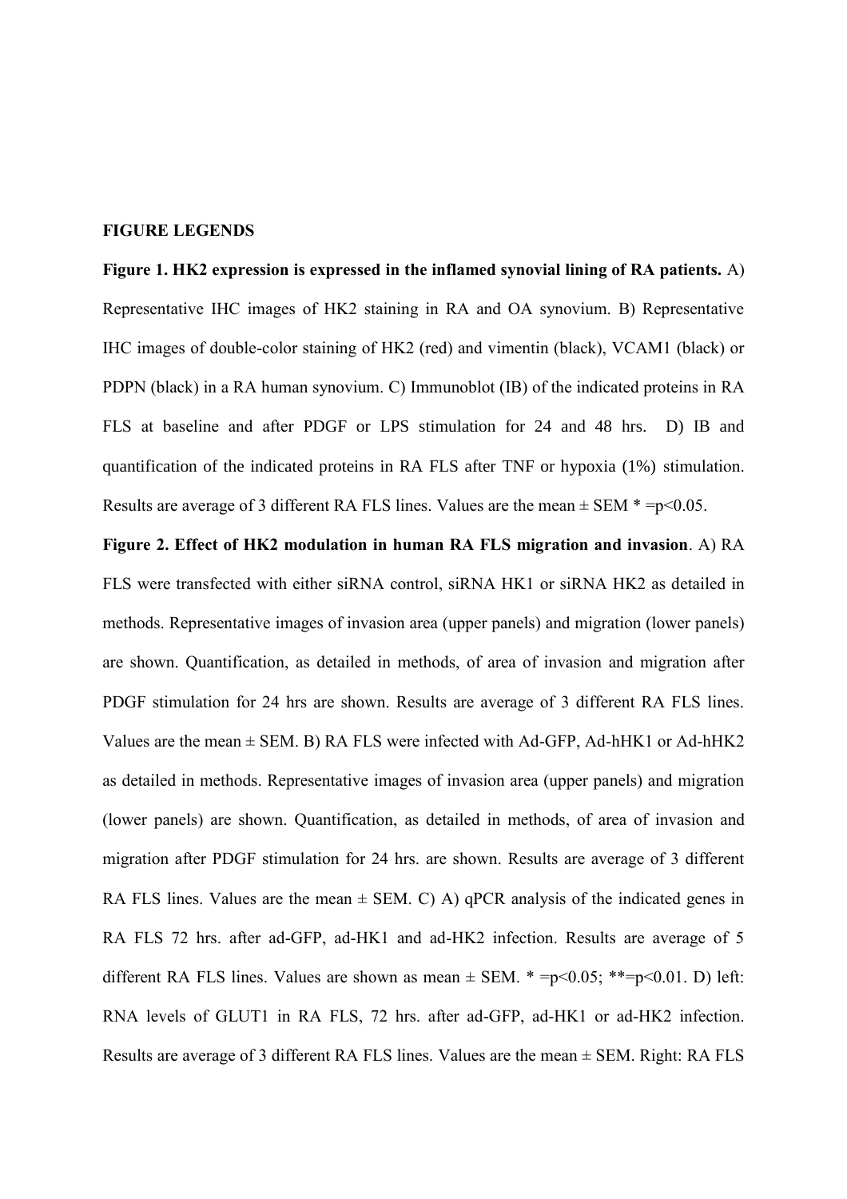**FIGURE LEGENDS**

**Figure 1. HK2 expression is expressed in the inflamed synovial lining of RA patients.** A) Representative IHC images of HK2 staining in RA and OA synovium. B) Representative IHC images of double-color staining of HK2 (red) and vimentin (black), VCAM1 (black) or PDPN (black) in a RA human synovium. C) Immunoblot (IB) of the indicated proteins in RA FLS at baseline and after PDGF or LPS stimulation for 24 and 48 hrs. D) IB and quantification of the indicated proteins in RA FLS after TNF or hypoxia (1%) stimulation. Results are average of 3 different RA FLS lines. Values are the mean ± SEM * =$p<0.05$.

**Figure 2. Effect of HK2 modulation in human RA FLS migration and invasion**. A) RA FLS were transfected with either siRNA control, siRNA HK1 or siRNA HK2 as detailed in methods. Representative images of invasion area (upper panels) and migration (lower panels) are shown. Quantification, as detailed in methods, of area of invasion and migration after PDGF stimulation for 24 hrs are shown. Results are average of 3 different RA FLS lines. Values are the mean ± SEM. B) RA FLS were infected with Ad-GFP, Ad-hHK1 or Ad-hHK2 as detailed in methods. Representative images of invasion area (upper panels) and migration (lower panels) are shown. Quantification, as detailed in methods, of area of invasion and migration after PDGF stimulation for 24 hrs. are shown. Results are average of 3 different RA FLS lines. Values are the mean ± SEM. C) A) qPCR analysis of the indicated genes in RA FLS 72 hrs. after ad-GFP, ad-HK1 and ad-HK2 infection. Results are average of 5 different RA FLS lines. Values are shown as mean ± SEM. * =$p<0.05$; **=$p<0.01$. D) left: RNA levels of GLUT1 in RA FLS, 72 hrs. after ad-GFP, ad-HK1 or ad-HK2 infection. Results are average of 3 different RA FLS lines. Values are the mean ± SEM. Right: RA FLS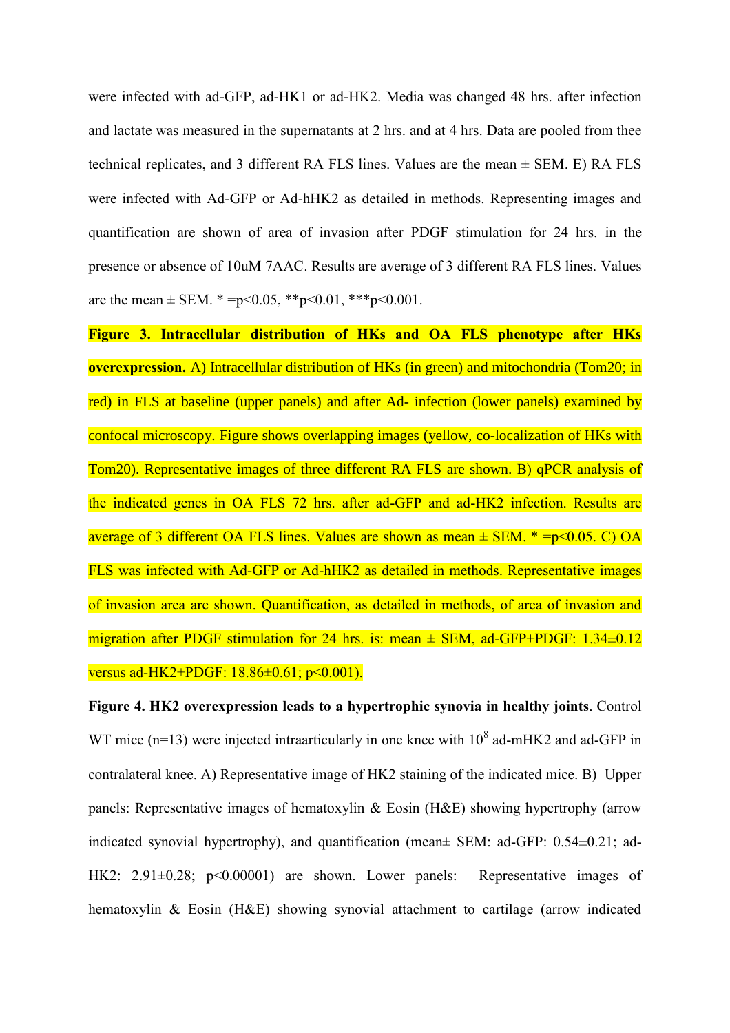were infected with ad-GFP, ad-HK1 or ad-HK2. Media was changed 48 hrs. after infection and lactate was measured in the supernatants at 2 hrs. and at 4 hrs. Data are pooled from thee technical replicates, and 3 different RA FLS lines. Values are the mean ± SEM. E) RA FLS were infected with Ad-GFP or Ad-hHK2 as detailed in methods. Representing images and quantification are shown of area of invasion after PDGF stimulation for 24 hrs. in the presence or absence of 10uM 7AAC. Results are average of 3 different RA FLS lines. Values are the mean ± SEM. * =p<0.05, **p<0.01, ***p<0.001.

**Figure 3. Intracellular distribution of HKs and OA FLS phenotype after HKs overexpression.** A) Intracellular distribution of HKs (in green) and mitochondria (Tom20; in red) in FLS at baseline (upper panels) and after Ad- infection (lower panels) examined by confocal microscopy. Figure shows overlapping images (yellow, co-localization of HKs with Tom20). Representative images of three different RA FLS are shown. B) qPCR analysis of the indicated genes in OA FLS 72 hrs. after ad-GFP and ad-HK2 infection. Results are average of 3 different OA FLS lines. Values are shown as mean ± SEM. * =p<0.05. C) OA FLS was infected with Ad-GFP or Ad-hHK2 as detailed in methods. Representative images of invasion area are shown. Quantification, as detailed in methods, of area of invasion and migration after PDGF stimulation for 24 hrs. is: mean ± SEM, ad-GFP+PDGF: 1.34±0.12 versus ad-HK2+PDGF: 18.86±0.61; p<0.001).

**Figure 4. HK2 overexpression leads to a hypertrophic synovia in healthy joints**. Control WT mice (n=13) were injected intraarticularly in one knee with $10^8$ ad-mHK2 and ad-GFP in contralateral knee. A) Representative image of HK2 staining of the indicated mice. B) Upper panels: Representative images of hematoxylin & Eosin (H&E) showing hypertrophy (arrow indicated synovial hypertrophy), and quantification (mean± SEM: ad-GFP: 0.54±0.21; ad-HK2: 2.91±0.28; p<0.00001) are shown. Lower panels: Representative images of hematoxylin & Eosin (H&E) showing synovial attachment to cartilage (arrow indicated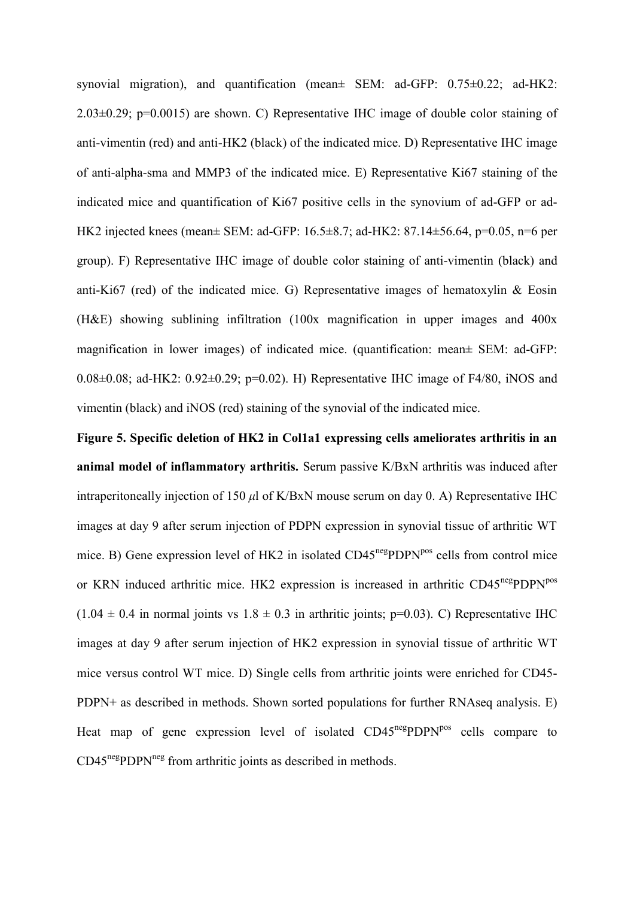synovial migration), and quantification (mean± SEM: ad-GFP: 0.75±0.22; ad-HK2: 2.03±0.29; p=0.0015) are shown. C) Representative IHC image of double color staining of anti-vimentin (red) and anti-HK2 (black) of the indicated mice. D) Representative IHC image of anti-alpha-sma and MMP3 of the indicated mice. E) Representative Ki67 staining of the indicated mice and quantification of Ki67 positive cells in the synovium of ad-GFP or ad-HK2 injected knees (mean± SEM: ad-GFP: 16.5±8.7; ad-HK2: 87.14±56.64, p=0.05, n=6 per group). F) Representative IHC image of double color staining of anti-vimentin (black) and anti-Ki67 (red) of the indicated mice. G) Representative images of hematoxylin & Eosin (H&E) showing sublining infiltration (100x magnification in upper images and 400x magnification in lower images) of indicated mice. (quantification: mean± SEM: ad-GFP: 0.08±0.08; ad-HK2: 0.92±0.29; p=0.02). H) Representative IHC image of F4/80, iNOS and vimentin (black) and iNOS (red) staining of the synovial of the indicated mice.

**Figure 5. Specific deletion of HK2 in Col1a1 expressing cells ameliorates arthritis in an animal model of inflammatory arthritis.** Serum passive K/BxN arthritis was induced after intraperitoneally injection of 150 $\mu$l of K/BxN mouse serum on day 0. A) Representative IHC images at day 9 after serum injection of PDPN expression in synovial tissue of arthritic WT mice. B) Gene expression level of HK2 in isolated CD45$^{neg}$PDPN$^{pos}$ cells from control mice or KRN induced arthritic mice. HK2 expression is increased in arthritic CD45$^{neg}$PDPN$^{pos}$ ($1.04 \pm 0.4$ in normal joints vs $1.8 \pm 0.3$ in arthritic joints; p=0.03). C) Representative IHC images at day 9 after serum injection of HK2 expression in synovial tissue of arthritic WT mice versus control WT mice. D) Single cells from arthritic joints were enriched for CD45-PDPN+ as described in methods. Shown sorted populations for further RNAseq analysis. E) Heat map of gene expression level of isolated CD45$^{neg}$PDPN$^{pos}$ cells compare to CD45$^{neg}$PDPN$^{neg}$ from arthritic joints as described in methods.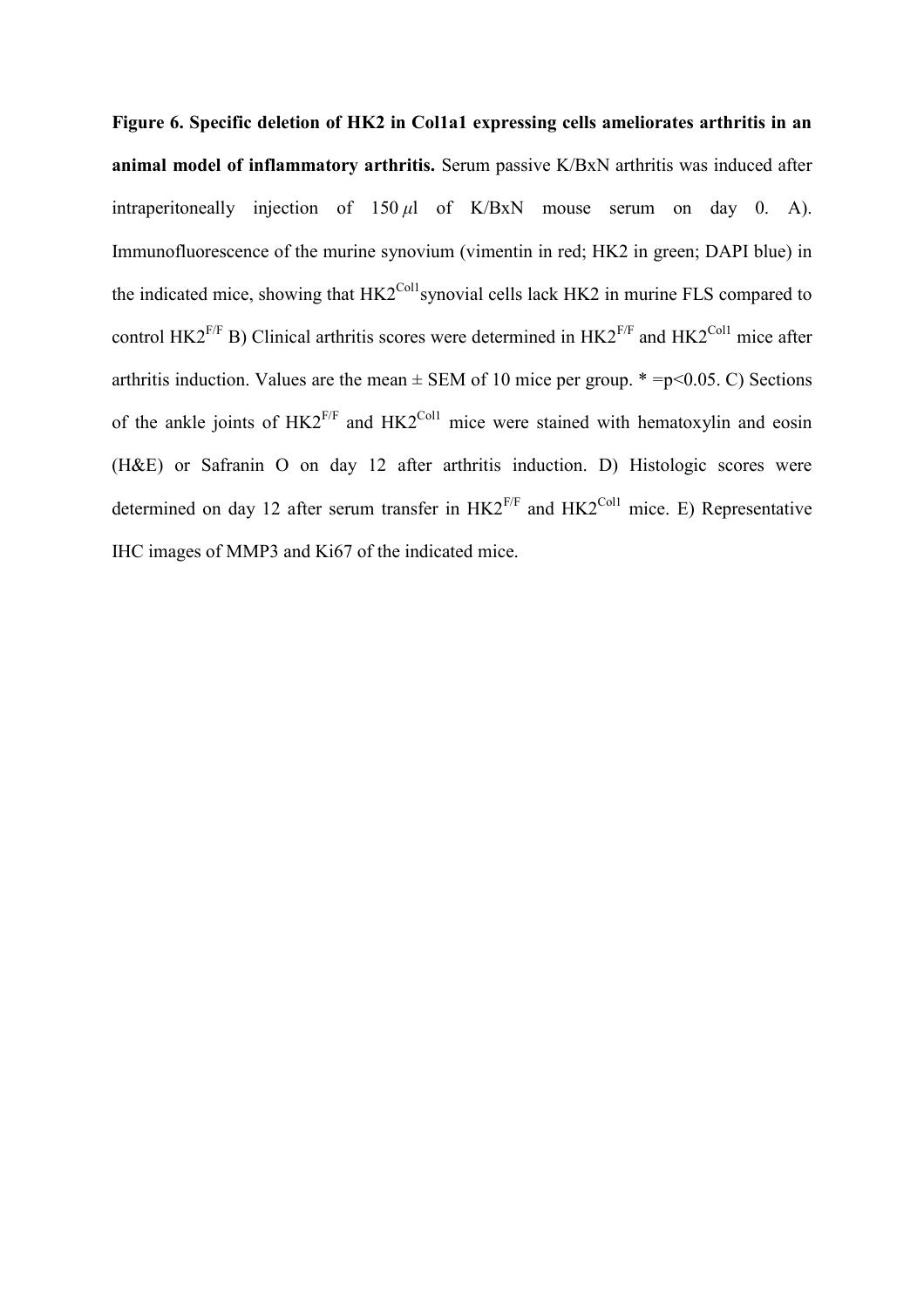**Figure 6. Specific deletion of HK2 in Col1a1 expressing cells ameliorates arthritis in an animal model of inflammatory arthritis.** Serum passive K/BxN arthritis was induced after intraperitoneally injection of 150 $\mu$l of K/BxN mouse serum on day 0. A). Immunofluorescence of the murine synovium (vimentin in red; HK2 in green; DAPI blue) in the indicated mice, showing that $HK2^{Col1}$synovial cells lack HK2 in murine FLS compared to control $HK2^{F/F}$ B) Clinical arthritis scores were determined in $HK2^{F/F}$ and $HK2^{Col1}$ mice after arthritis induction. Values are the mean ± SEM of 10 mice per group. * =p<0.05. C) Sections of the ankle joints of $HK2^{F/F}$ and $HK2^{Col1}$ mice were stained with hematoxylin and eosin (H&E) or Safranin O on day 12 after arthritis induction. D) Histologic scores were determined on day 12 after serum transfer in $HK2^{F/F}$ and $HK2^{Col1}$ mice. E) Representative IHC images of MMP3 and Ki67 of the indicated mice.